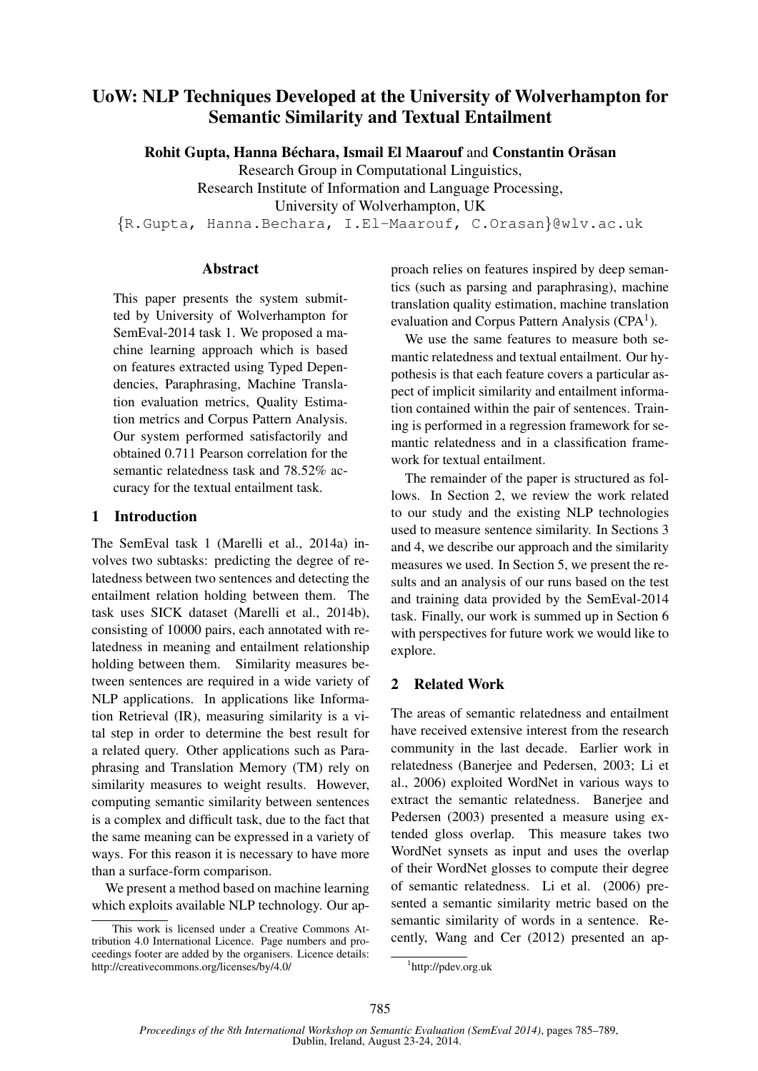# UoW: NLP Techniques Developed at the University of Wolverhampton for Semantic Similarity and Textual Entailment

**Rohit Gupta, Hanna Béchara, Ismail El Maarouf** and **Constantin Orăsan**

Research Group in Computational Linguistics,
Research Institute of Information and Language Processing,
University of Wolverhampton, UK

{R.Gupta, Hanna.Bechara, I.El-Maarouf, C.Orasan}@wlv.ac.uk

## Abstract

This paper presents the system submitted by University of Wolverhampton for SemEval-2014 task 1. We proposed a machine learning approach which is based on features extracted using Typed Dependencies, Paraphrasing, Machine Translation evaluation metrics, Quality Estimation metrics and Corpus Pattern Analysis. Our system performed satisfactorily and obtained 0.711 Pearson correlation for the semantic relatedness task and 78.52% accuracy for the textual entailment task.

## 1 Introduction

The SemEval task 1 (Marelli et al., 2014a) involves two subtasks: predicting the degree of relatedness between two sentences and detecting the entailment relation holding between them. The task uses SICK dataset (Marelli et al., 2014b), consisting of 10000 pairs, each annotated with relatedness in meaning and entailment relationship holding between them. Similarity measures between sentences are required in a wide variety of NLP applications. In applications like Information Retrieval (IR), measuring similarity is a vital step in order to determine the best result for a related query. Other applications such as Paraphrasing and Translation Memory (TM) rely on similarity measures to weight results. However, computing semantic similarity between sentences is a complex and difficult task, due to the fact that the same meaning can be expressed in a variety of ways. For this reason it is necessary to have more than a surface-form comparison.

We present a method based on machine learning which exploits available NLP technology. Our approach relies on features inspired by deep semantics (such as parsing and paraphrasing), machine translation quality estimation, machine translation evaluation and Corpus Pattern Analysis (CPA[1]).

We use the same features to measure both semantic relatedness and textual entailment. Our hypothesis is that each feature covers a particular aspect of implicit similarity and entailment information contained within the pair of sentences. Training is performed in a regression framework for semantic relatedness and in a classification framework for textual entailment.

The remainder of the paper is structured as follows. In Section 2, we review the work related to our study and the existing NLP technologies used to measure sentence similarity. In Sections 3 and 4, we describe our approach and the similarity measures we used. In Section 5, we present the results and an analysis of our runs based on the test and training data provided by the SemEval-2014 task. Finally, our work is summed up in Section 6 with perspectives for future work we would like to explore.

## 2 Related Work

The areas of semantic relatedness and entailment have received extensive interest from the research community in the last decade. Earlier work in relatedness (Banerjee and Pedersen, 2003; Li et al., 2006) exploited WordNet in various ways to extract the semantic relatedness. Banerjee and Pedersen (2003) presented a measure using extended gloss overlap. This measure takes two WordNet synsets as input and uses the overlap of their WordNet glosses to compute their degree of semantic relatedness. Li et al. (2006) presented a semantic similarity metric based on the semantic similarity of words in a sentence. Recently, Wang and Cer (2012) presented an ap-

This work is licensed under a Creative Commons Attribution 4.0 International Licence. Page numbers and proceedings footer are added by the organisers. Licence details: http://creativecommons.org/licenses/by/4.0/

[1] http://pdev.org.uk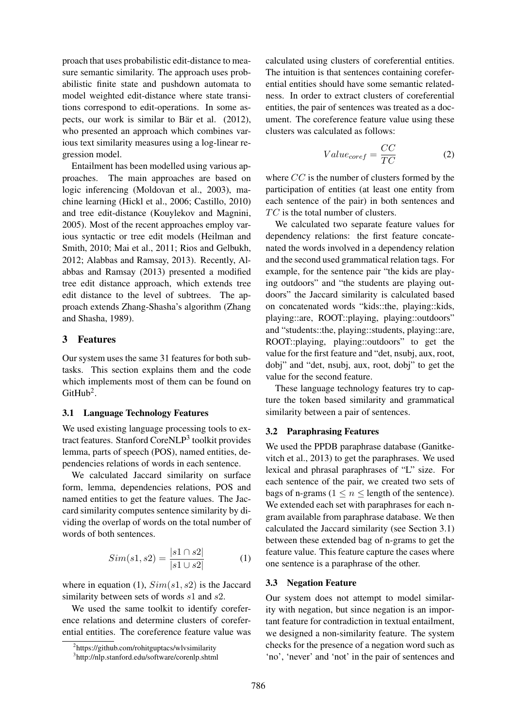proach that uses probabilistic edit-distance to measure semantic similarity. The approach uses probabilistic finite state and pushdown automata to model weighted edit-distance where state transitions correspond to edit-operations. In some aspects, our work is similar to Bär et al. (2012), who presented an approach which combines various text similarity measures using a log-linear regression model.

Entailment has been modelled using various approaches. The main approaches are based on logic inferencing (Moldovan et al., 2003), machine learning (Hickl et al., 2006; Castillo, 2010) and tree edit-distance (Kouylekov and Magnini, 2005). Most of the recent approaches employ various syntactic or tree edit models (Heilman and Smith, 2010; Mai et al., 2011; Rios and Gelbukh, 2012; Alabbas and Ramsay, 2013). Recently, Alabbas and Ramsay (2013) presented a modified tree edit distance approach, which extends tree edit distance to the level of subtrees. The approach extends Zhang-Shasha's algorithm (Zhang and Shasha, 1989).

## 3 Features

Our system uses the same 31 features for both subtasks. This section explains them and the code which implements most of them can be found on GitHub[2].

### 3.1 Language Technology Features

We used existing language processing tools to extract features. Stanford CoreNLP[3] toolkit provides lemma, parts of speech (POS), named entities, dependencies relations of words in each sentence.

We calculated Jaccard similarity on surface form, lemma, dependencies relations, POS and named entities to get the feature values. The Jaccard similarity computes sentence similarity by dividing the overlap of words on the total number of words of both sentences.

$$Sim(s1, s2) = \frac{|s1 \cap s2|}{|s1 \cup s2|} \tag{1}$$

where in equation (1), $Sim(s1, s2)$ is the Jaccard similarity between sets of words $s1$ and $s2$.

We used the same toolkit to identify coreference relations and determine clusters of coreferential entities. The coreference feature value was calculated using clusters of coreferential entities. The intuition is that sentences containing coreferential entities should have some semantic relatedness. In order to extract clusters of coreferential entities, the pair of sentences was treated as a document. The coreference feature value using these clusters was calculated as follows:

$$Value_{coref} = \frac{CC}{TC} \tag{2}$$

where $CC$ is the number of clusters formed by the participation of entities (at least one entity from each sentence of the pair) in both sentences and $TC$ is the total number of clusters.

We calculated two separate feature values for dependency relations: the first feature concatenated the words involved in a dependency relation and the second used grammatical relation tags. For example, for the sentence pair "the kids are playing outdoors" and "the students are playing outdoors" the Jaccard similarity is calculated based on concatenated words "kids::the, playing::kids, playing::are, ROOT::playing, playing::outdoors" and "students::the, playing::students, playing::are, ROOT::playing, playing::outdoors" to get the value for the first feature and "det, nsubj, aux, root, dobj" and "det, nsubj, aux, root, dobj" to get the value for the second feature.

These language technology features try to capture the token based similarity and grammatical similarity between a pair of sentences.

### 3.2 Paraphrasing Features

We used the PPDB paraphrase database (Ganitkevitch et al., 2013) to get the paraphrases. We used lexical and phrasal paraphrases of "L" size. For each sentence of the pair, we created two sets of bags of n-grams ($1 \leq n \leq$ length of the sentence). We extended each set with paraphrases for each n-gram available from paraphrase database. We then calculated the Jaccard similarity (see Section 3.1) between these extended bag of n-grams to get the feature value. This feature capture the cases where one sentence is a paraphrase of the other.

### 3.3 Negation Feature

Our system does not attempt to model similarity with negation, but since negation is an important feature for contradiction in textual entailment, we designed a non-similarity feature. The system checks for the presence of a negation word such as 'no', 'never' and 'not' in the pair of sentences and

[2] https://github.com/rohitguptacs/wlvsimilarity

[3] http://nlp.stanford.edu/software/corenlp.shtml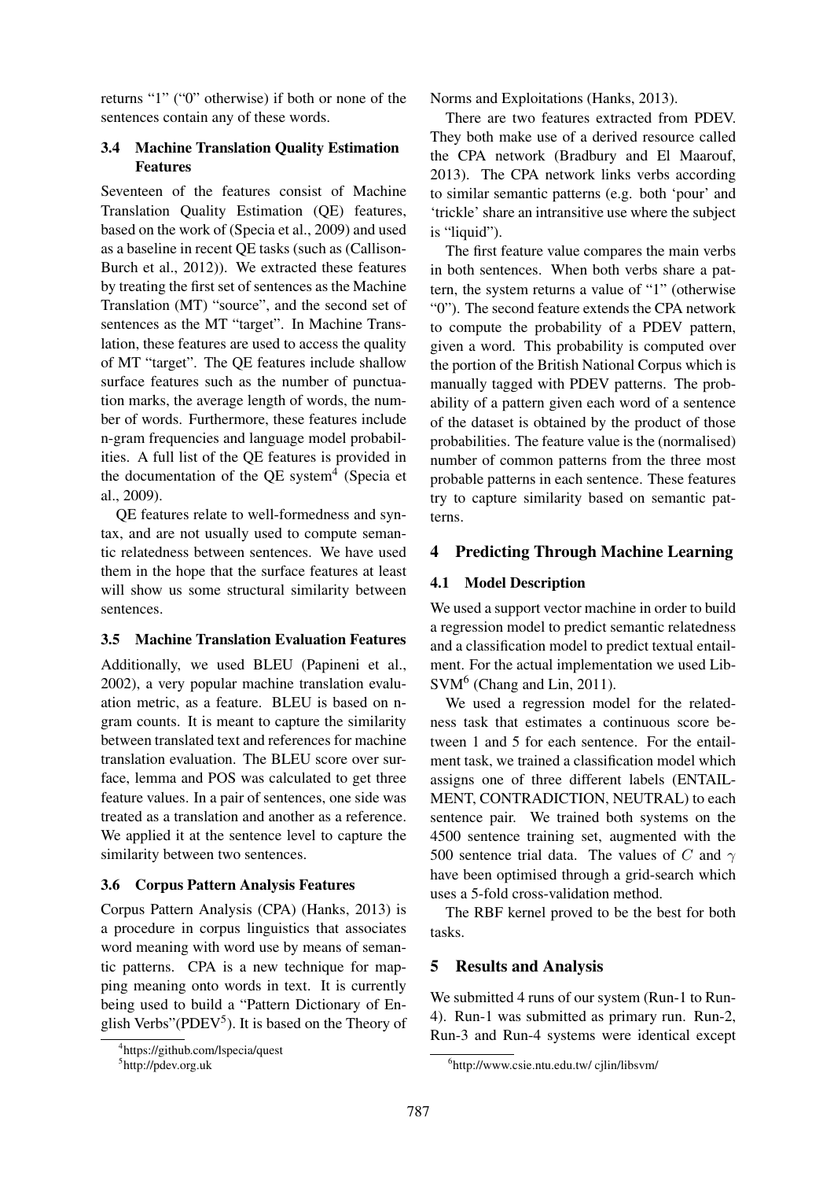returns "1" ("0" otherwise) if both or none of the sentences contain any of these words.

### 3.4 Machine Translation Quality Estimation Features

Seventeen of the features consist of Machine Translation Quality Estimation (QE) features, based on the work of (Specia et al., 2009) and used as a baseline in recent QE tasks (such as (Callison-Burch et al., 2012)). We extracted these features by treating the first set of sentences as the Machine Translation (MT) "source", and the second set of sentences as the MT "target". In Machine Translation, these features are used to access the quality of MT "target". The QE features include shallow surface features such as the number of punctuation marks, the average length of words, the number of words. Furthermore, these features include n-gram frequencies and language model probabilities. A full list of the QE features is provided in the documentation of the QE system[4] (Specia et al., 2009).

QE features relate to well-formedness and syntax, and are not usually used to compute semantic relatedness between sentences. We have used them in the hope that the surface features at least will show us some structural similarity between sentences.

### 3.5 Machine Translation Evaluation Features

Additionally, we used BLEU (Papineni et al., 2002), a very popular machine translation evaluation metric, as a feature. BLEU is based on n-gram counts. It is meant to capture the similarity between translated text and references for machine translation evaluation. The BLEU score over surface, lemma and POS was calculated to get three feature values. In a pair of sentences, one side was treated as a translation and another as a reference. We applied it at the sentence level to capture the similarity between two sentences.

### 3.6 Corpus Pattern Analysis Features

Corpus Pattern Analysis (CPA) (Hanks, 2013) is a procedure in corpus linguistics that associates word meaning with word use by means of semantic patterns. CPA is a new technique for mapping meaning onto words in text. It is currently being used to build a "Pattern Dictionary of English Verbs"(PDEV[5]). It is based on the Theory of Norms and Exploitations (Hanks, 2013).

There are two features extracted from PDEV. They both make use of a derived resource called the CPA network (Bradbury and El Maarouf, 2013). The CPA network links verbs according to similar semantic patterns (e.g. both 'pour' and 'trickle' share an intransitive use where the subject is "liquid").

The first feature value compares the main verbs in both sentences. When both verbs share a pattern, the system returns a value of "1" (otherwise "0"). The second feature extends the CPA network to compute the probability of a PDEV pattern, given a word. This probability is computed over the portion of the British National Corpus which is manually tagged with PDEV patterns. The probability of a pattern given each word of a sentence of the dataset is obtained by the product of those probabilities. The feature value is the (normalised) number of common patterns from the three most probable patterns in each sentence. These features try to capture similarity based on semantic patterns.

## 4 Predicting Through Machine Learning

### 4.1 Model Description

We used a support vector machine in order to build a regression model to predict semantic relatedness and a classification model to predict textual entailment. For the actual implementation we used LibSVM[6] (Chang and Lin, 2011).

We used a regression model for the relatedness task that estimates a continuous score between 1 and 5 for each sentence. For the entailment task, we trained a classification model which assigns one of three different labels (ENTAILMENT, CONTRADICTION, NEUTRAL) to each sentence pair. We trained both systems on the 4500 sentence training set, augmented with the 500 sentence trial data. The values of $C$ and $\gamma$ have been optimised through a grid-search which uses a 5-fold cross-validation method.

The RBF kernel proved to be the best for both tasks.

## 5 Results and Analysis

We submitted 4 runs of our system (Run-1 to Run-4). Run-1 was submitted as primary run. Run-2, Run-3 and Run-4 systems were identical except

[4] https://github.com/lspecia/quest

[5] http://pdev.org.uk

[6] http://www.csie.ntu.edu.tw/ cjlin/libsvm/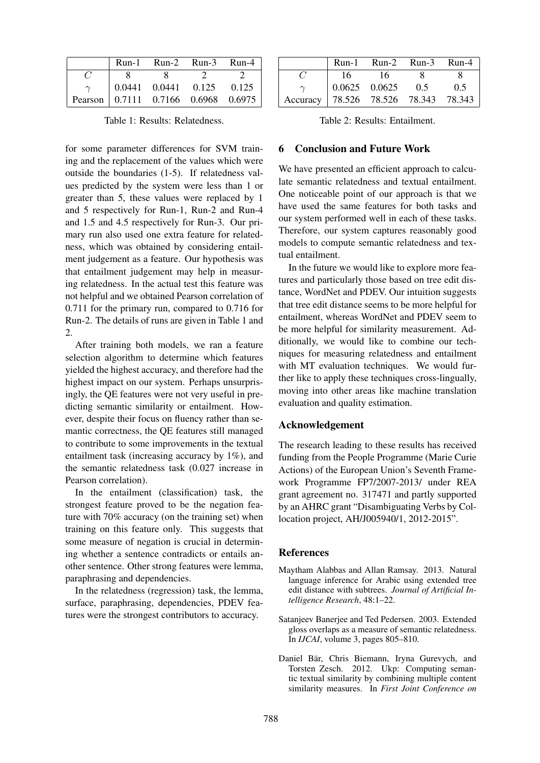| | Run-1 | Run-2 | Run-3 | Run-4 |
|---|---|---|---|---|
| $C$ | 8 | 8 | 2 | 2 |
| $\gamma$ | 0.0441 | 0.0441 | 0.125 | 0.125 |
| Pearson | 0.7111 | 0.7166 | 0.6968 | 0.6975 |

Table 1: Results: Relatedness.

| | Run-1 | Run-2 | Run-3 | Run-4 |
|---|---|---|---|---|
| $C$ | 16 | 16 | 8 | 8 |
| $\gamma$ | 0.0625 | 0.0625 | 0.5 | 0.5 |
| Accuracy | 78.526 | 78.526 | 78.343 | 78.343 |

Table 2: Results: Entailment.

for some parameter differences for SVM training and the replacement of the values which were outside the boundaries (1-5). If relatedness values predicted by the system were less than 1 or greater than 5, these values were replaced by 1 and 5 respectively for Run-1, Run-2 and Run-4 and 1.5 and 4.5 respectively for Run-3. Our primary run also used one extra feature for relatedness, which was obtained by considering entailment judgement as a feature. Our hypothesis was that entailment judgement may help in measuring relatedness. In the actual test this feature was not helpful and we obtained Pearson correlation of 0.711 for the primary run, compared to 0.716 for Run-2. The details of runs are given in Table 1 and 2.

After training both models, we ran a feature selection algorithm to determine which features yielded the highest accuracy, and therefore had the highest impact on our system. Perhaps unsurprisingly, the QE features were not very useful in predicting semantic similarity or entailment. However, despite their focus on fluency rather than semantic correctness, the QE features still managed to contribute to some improvements in the textual entailment task (increasing accuracy by 1%), and the semantic relatedness task (0.027 increase in Pearson correlation).

In the entailment (classification) task, the strongest feature proved to be the negation feature with 70% accuracy (on the training set) when training on this feature only. This suggests that some measure of negation is crucial in determining whether a sentence contradicts or entails another sentence. Other strong features were lemma, paraphrasing and dependencies.

In the relatedness (regression) task, the lemma, surface, paraphrasing, dependencies, PDEV features were the strongest contributors to accuracy.

## 6 Conclusion and Future Work

We have presented an efficient approach to calculate semantic relatedness and textual entailment. One noticeable point of our approach is that we have used the same features for both tasks and our system performed well in each of these tasks. Therefore, our system captures reasonably good models to compute semantic relatedness and textual entailment.

In the future we would like to explore more features and particularly those based on tree edit distance, WordNet and PDEV. Our intuition suggests that tree edit distance seems to be more helpful for entailment, whereas WordNet and PDEV seem to be more helpful for similarity measurement. Additionally, we would like to combine our techniques for measuring relatedness and entailment with MT evaluation techniques. We would further like to apply these techniques cross-lingually, moving into other areas like machine translation evaluation and quality estimation.

## Acknowledgement

The research leading to these results has received funding from the People Programme (Marie Curie Actions) of the European Union's Seventh Framework Programme FP7/2007-2013/ under REA grant agreement no. 317471 and partly supported by an AHRC grant "Disambiguating Verbs by Collocation project, AH/J005940/1, 2012-2015".

## References

Maytham Alabbas and Allan Ramsay. 2013. Natural language inference for Arabic using extended tree edit distance with subtrees. *Journal of Artificial Intelligence Research*, 48:1–22.

Satanjeev Banerjee and Ted Pedersen. 2003. Extended gloss overlaps as a measure of semantic relatedness. In *IJCAI*, volume 3, pages 805–810.

Daniel Bär, Chris Biemann, Iryna Gurevych, and Torsten Zesch. 2012. Ukp: Computing semantic textual similarity by combining multiple content similarity measures. In *First Joint Conference on*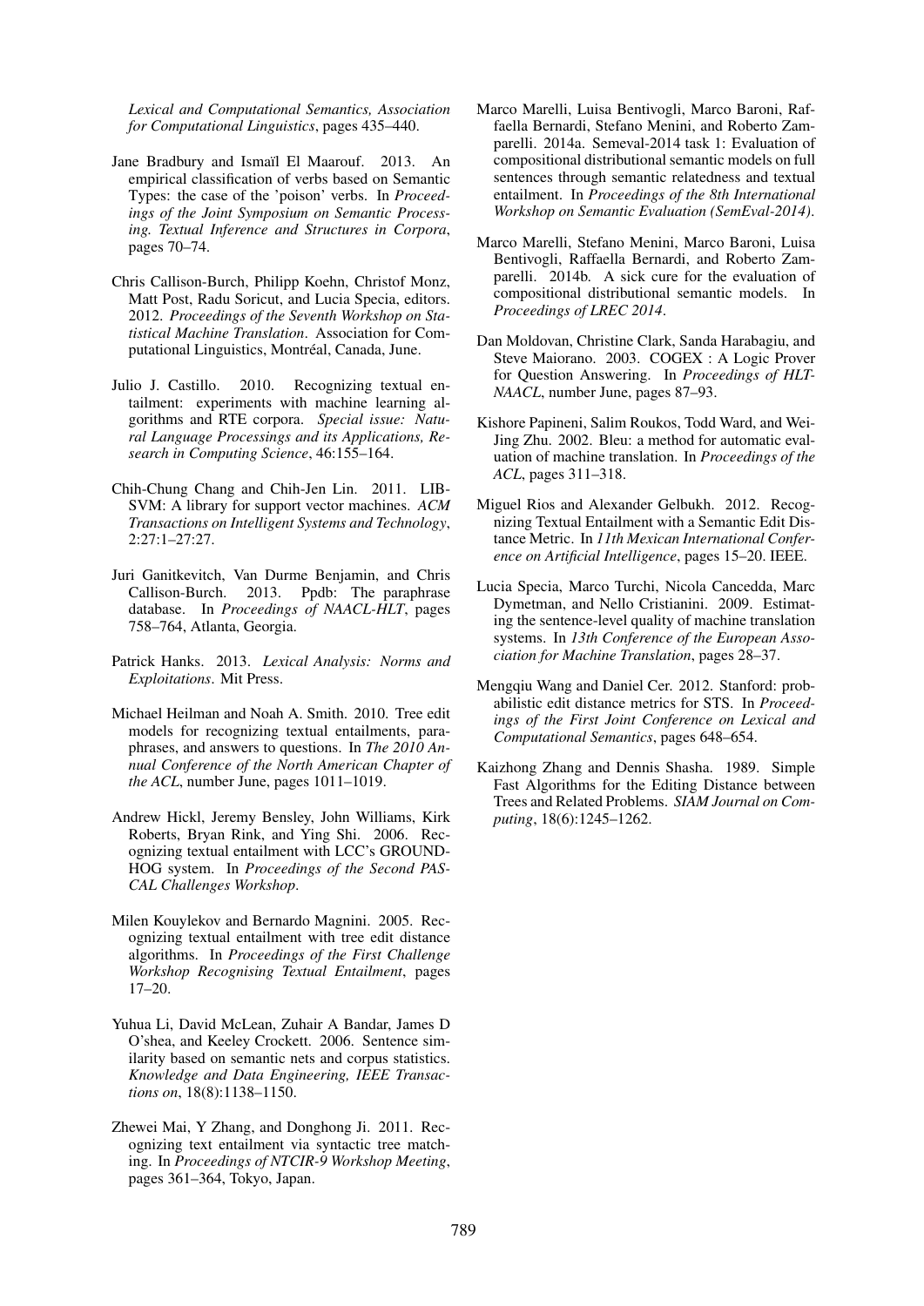*Lexical and Computational Semantics, Association for Computational Linguistics*, pages 435–440.

Jane Bradbury and Ismaïl El Maarouf. 2013. An empirical classification of verbs based on Semantic Types: the case of the 'poison' verbs. In *Proceedings of the Joint Symposium on Semantic Processing. Textual Inference and Structures in Corpora*, pages 70–74.

Chris Callison-Burch, Philipp Koehn, Christof Monz, Matt Post, Radu Soricut, and Lucia Specia, editors. 2012. *Proceedings of the Seventh Workshop on Statistical Machine Translation*. Association for Computational Linguistics, Montréal, Canada, June.

Julio J. Castillo. 2010. Recognizing textual entailment: experiments with machine learning algorithms and RTE corpora. *Special issue: Natural Language Processings and its Applications, Research in Computing Science*, 46:155–164.

Chih-Chung Chang and Chih-Jen Lin. 2011. LIBSVM: A library for support vector machines. *ACM Transactions on Intelligent Systems and Technology*, 2:27:1–27:27.

Juri Ganitkevitch, Van Durme Benjamin, and Chris Callison-Burch. 2013. Ppdb: The paraphrase database. In *Proceedings of NAACL-HLT*, pages 758–764, Atlanta, Georgia.

Patrick Hanks. 2013. *Lexical Analysis: Norms and Exploitations*. Mit Press.

Michael Heilman and Noah A. Smith. 2010. Tree edit models for recognizing textual entailments, paraphrases, and answers to questions. In *The 2010 Annual Conference of the North American Chapter of the ACL*, number June, pages 1011–1019.

Andrew Hickl, Jeremy Bensley, John Williams, Kirk Roberts, Bryan Rink, and Ying Shi. 2006. Recognizing textual entailment with LCC's GROUNDHOG system. In *Proceedings of the Second PASCAL Challenges Workshop*.

Milen Kouylekov and Bernardo Magnini. 2005. Recognizing textual entailment with tree edit distance algorithms. In *Proceedings of the First Challenge Workshop Recognising Textual Entailment*, pages 17–20.

Yuhua Li, David McLean, Zuhair A Bandar, James D O'shea, and Keeley Crockett. 2006. Sentence similarity based on semantic nets and corpus statistics. *Knowledge and Data Engineering, IEEE Transactions on*, 18(8):1138–1150.

Zhewei Mai, Y Zhang, and Donghong Ji. 2011. Recognizing text entailment via syntactic tree matching. In *Proceedings of NTCIR-9 Workshop Meeting*, pages 361–364, Tokyo, Japan.

Marco Marelli, Luisa Bentivogli, Marco Baroni, Raffaella Bernardi, Stefano Menini, and Roberto Zamparelli. 2014a. Semeval-2014 task 1: Evaluation of compositional distributional semantic models on full sentences through semantic relatedness and textual entailment. In *Proceedings of the 8th International Workshop on Semantic Evaluation (SemEval-2014)*.

Marco Marelli, Stefano Menini, Marco Baroni, Luisa Bentivogli, Raffaella Bernardi, and Roberto Zamparelli. 2014b. A sick cure for the evaluation of compositional distributional semantic models. In *Proceedings of LREC 2014*.

Dan Moldovan, Christine Clark, Sanda Harabagiu, and Steve Maiorano. 2003. COGEX : A Logic Prover for Question Answering. In *Proceedings of HLT-NAACL*, number June, pages 87–93.

Kishore Papineni, Salim Roukos, Todd Ward, and Wei-Jing Zhu. 2002. Bleu: a method for automatic evaluation of machine translation. In *Proceedings of the ACL*, pages 311–318.

Miguel Rios and Alexander Gelbukh. 2012. Recognizing Textual Entailment with a Semantic Edit Distance Metric. In *11th Mexican International Conference on Artificial Intelligence*, pages 15–20. IEEE.

Lucia Specia, Marco Turchi, Nicola Cancedda, Marc Dymetman, and Nello Cristianini. 2009. Estimating the sentence-level quality of machine translation systems. In *13th Conference of the European Association for Machine Translation*, pages 28–37.

Mengqiu Wang and Daniel Cer. 2012. Stanford: probabilistic edit distance metrics for STS. In *Proceedings of the First Joint Conference on Lexical and Computational Semantics*, pages 648–654.

Kaizhong Zhang and Dennis Shasha. 1989. Simple Fast Algorithms for the Editing Distance between Trees and Related Problems. *SIAM Journal on Computing*, 18(6):1245–1262.